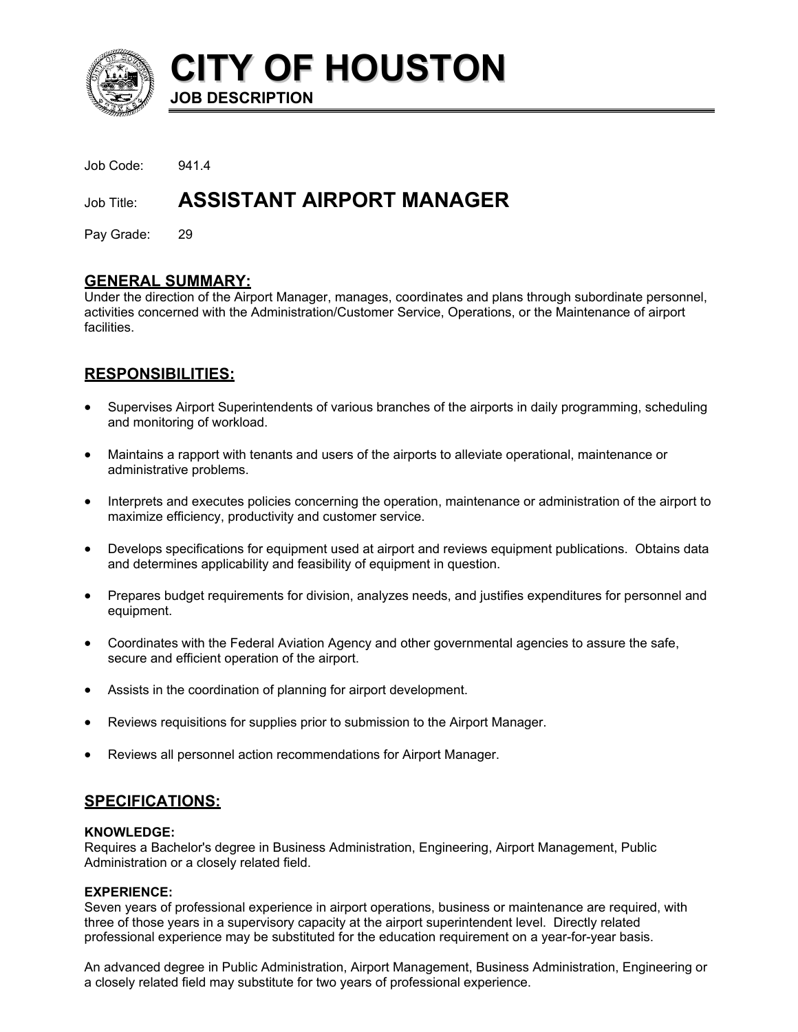# CITY OF HOUSTON

**JOB DESCRIPTION**

Job Code: 941.4

Job Title: **ASSISTANT AIRPORT MANAGER**

Pay Grade: 29

## GENERAL SUMMARY:

Under the direction of the Airport Manager, manages, coordinates and plans through subordinate personnel, activities concerned with the Administration/Customer Service, Operations, or the Maintenance of airport facilities.

## RESPONSIBILITIES:

- Supervises Airport Superintendents of various branches of the airports in daily programming, scheduling and monitoring of workload.
- Maintains a rapport with tenants and users of the airports to alleviate operational, maintenance or administrative problems.
- Interprets and executes policies concerning the operation, maintenance or administration of the airport to maximize efficiency, productivity and customer service.
- Develops specifications for equipment used at airport and reviews equipment publications. Obtains data and determines applicability and feasibility of equipment in question.
- Prepares budget requirements for division, analyzes needs, and justifies expenditures for personnel and equipment.
- Coordinates with the Federal Aviation Agency and other governmental agencies to assure the safe, secure and efficient operation of the airport.
- Assists in the coordination of planning for airport development.
- Reviews requisitions for supplies prior to submission to the Airport Manager.
- Reviews all personnel action recommendations for Airport Manager.

## SPECIFICATIONS:

### KNOWLEDGE:

Requires a Bachelor's degree in Business Administration, Engineering, Airport Management, Public Administration or a closely related field.

### EXPERIENCE:

Seven years of professional experience in airport operations, business or maintenance are required, with three of those years in a supervisory capacity at the airport superintendent level. Directly related professional experience may be substituted for the education requirement on a year-for-year basis.

An advanced degree in Public Administration, Airport Management, Business Administration, Engineering or a closely related field may substitute for two years of professional experience.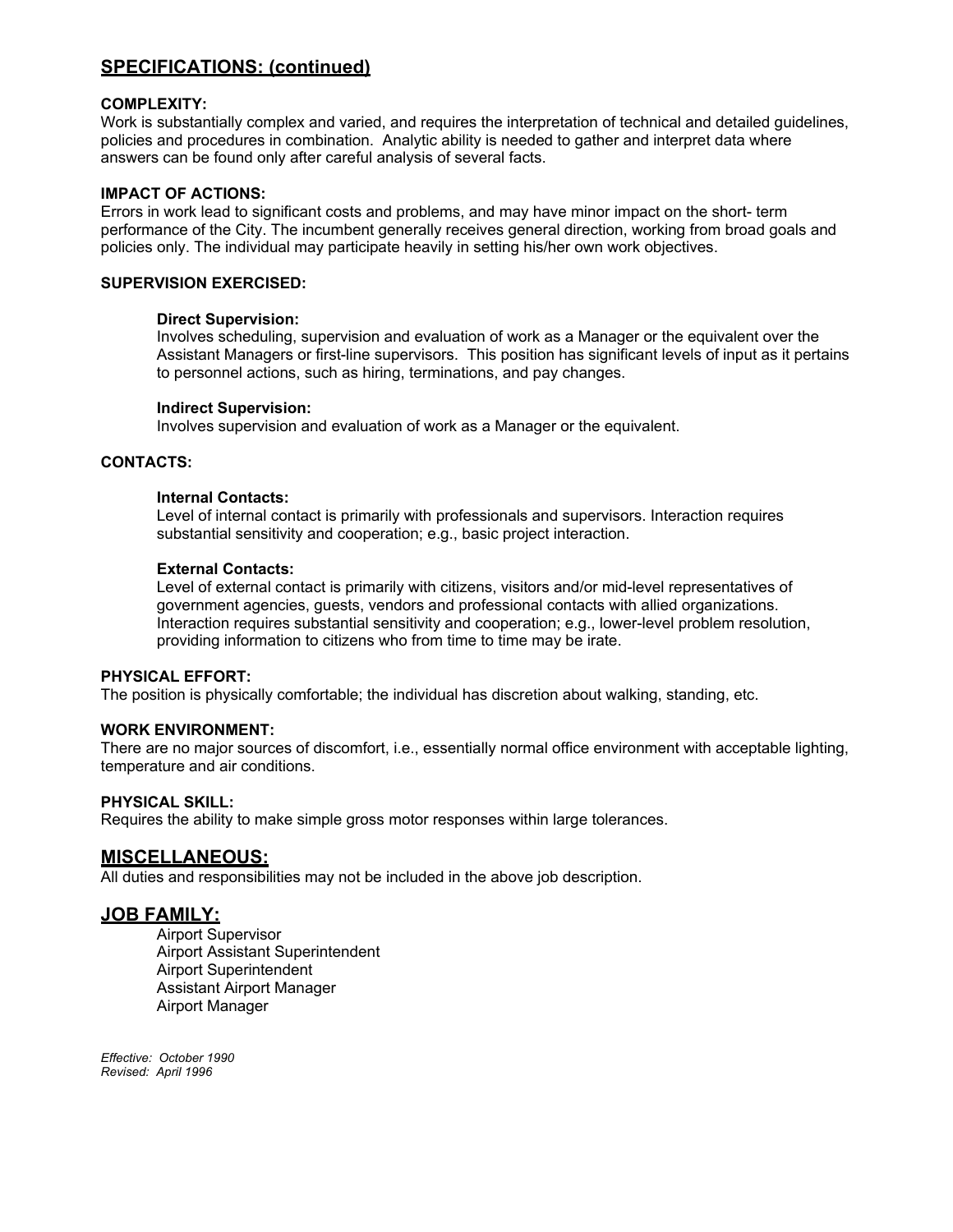## SPECIFICATIONS: (continued)

**COMPLEXITY:**
Work is substantially complex and varied, and requires the interpretation of technical and detailed guidelines, policies and procedures in combination. Analytic ability is needed to gather and interpret data where answers can be found only after careful analysis of several facts.

**IMPACT OF ACTIONS:**
Errors in work lead to significant costs and problems, and may have minor impact on the short- term performance of the City. The incumbent generally receives general direction, working from broad goals and policies only. The individual may participate heavily in setting his/her own work objectives.

**SUPERVISION EXERCISED:**

**Direct Supervision:**
Involves scheduling, supervision and evaluation of work as a Manager or the equivalent over the Assistant Managers or first-line supervisors. This position has significant levels of input as it pertains to personnel actions, such as hiring, terminations, and pay changes.

**Indirect Supervision:**
Involves supervision and evaluation of work as a Manager or the equivalent.

**CONTACTS:**

**Internal Contacts:**
Level of internal contact is primarily with professionals and supervisors. Interaction requires substantial sensitivity and cooperation; e.g., basic project interaction.

**External Contacts:**
Level of external contact is primarily with citizens, visitors and/or mid-level representatives of government agencies, guests, vendors and professional contacts with allied organizations. Interaction requires substantial sensitivity and cooperation; e.g., lower-level problem resolution, providing information to citizens who from time to time may be irate.

**PHYSICAL EFFORT:**
The position is physically comfortable; the individual has discretion about walking, standing, etc.

**WORK ENVIRONMENT:**
There are no major sources of discomfort, i.e., essentially normal office environment with acceptable lighting, temperature and air conditions.

**PHYSICAL SKILL:**
Requires the ability to make simple gross motor responses within large tolerances.

## MISCELLANEOUS:

All duties and responsibilities may not be included in the above job description.

## JOB FAMILY:

Airport Supervisor
Airport Assistant Superintendent
Airport Superintendent
Assistant Airport Manager
Airport Manager

*Effective: October 1990*
*Revised: April 1996*